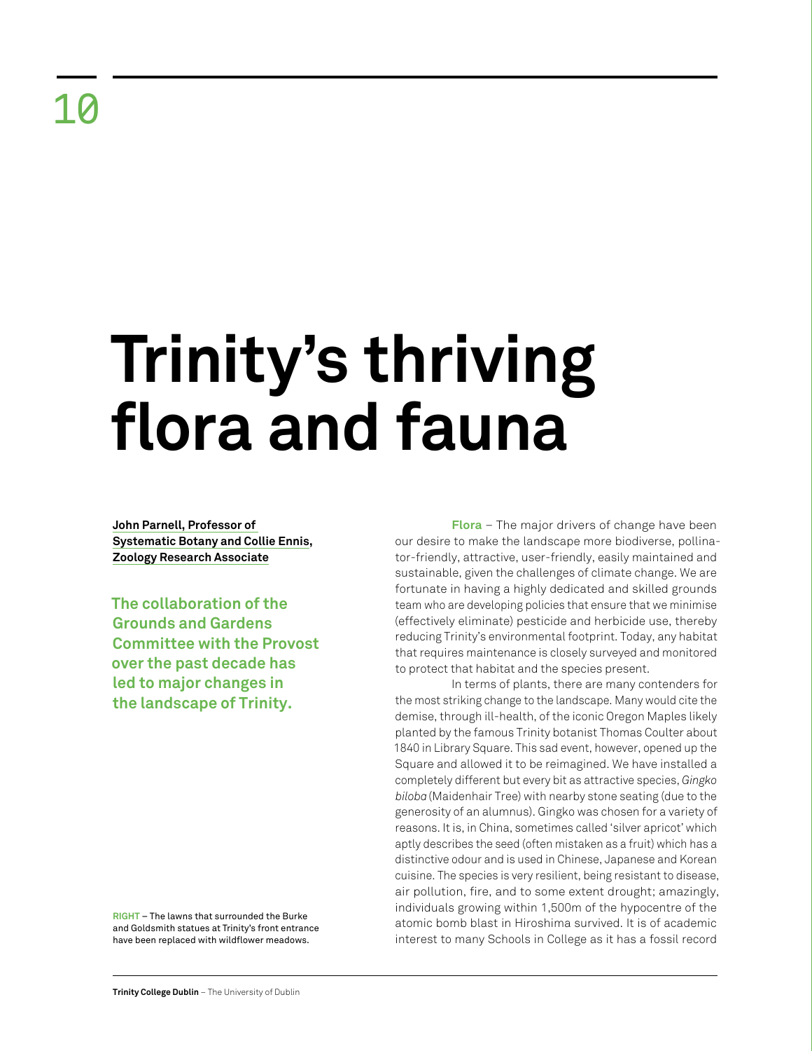# Trinity's thriving flora and fauna

**John Parnell, Professor of Systematic Botany and Collie Ennis, Zoology Research Associate**

**The collaboration of the Grounds and Gardens Committee with the Provost over the past decade has led to major changes in the landscape of Trinity.**

**RIGHT** – The lawns that surrounded the Burke and Goldsmith statues at Trinity's front entrance have been replaced with wildflower meadows.

**Flora** – The major drivers of change have been our desire to make the landscape more biodiverse, pollinator-friendly, attractive, user-friendly, easily maintained and sustainable, given the challenges of climate change. We are fortunate in having a highly dedicated and skilled grounds team who are developing policies that ensure that we minimise (effectively eliminate) pesticide and herbicide use, thereby reducing Trinity's environmental footprint. Today, any habitat that requires maintenance is closely surveyed and monitored to protect that habitat and the species present.

In terms of plants, there are many contenders for the most striking change to the landscape. Many would cite the demise, through ill-health, of the iconic Oregon Maples likely planted by the famous Trinity botanist Thomas Coulter about 1840 in Library Square. This sad event, however, opened up the Square and allowed it to be reimagined. We have installed a completely different but every bit as attractive species, *Gingko biloba* (Maidenhair Tree) with nearby stone seating (due to the generosity of an alumnus). Gingko was chosen for a variety of reasons. It is, in China, sometimes called 'silver apricot' which aptly describes the seed (often mistaken as a fruit) which has a distinctive odour and is used in Chinese, Japanese and Korean cuisine. The species is very resilient, being resistant to disease, air pollution, fire, and to some extent drought; amazingly, individuals growing within 1,500m of the hypocentre of the atomic bomb blast in Hiroshima survived. It is of academic interest to many Schools in College as it has a fossil record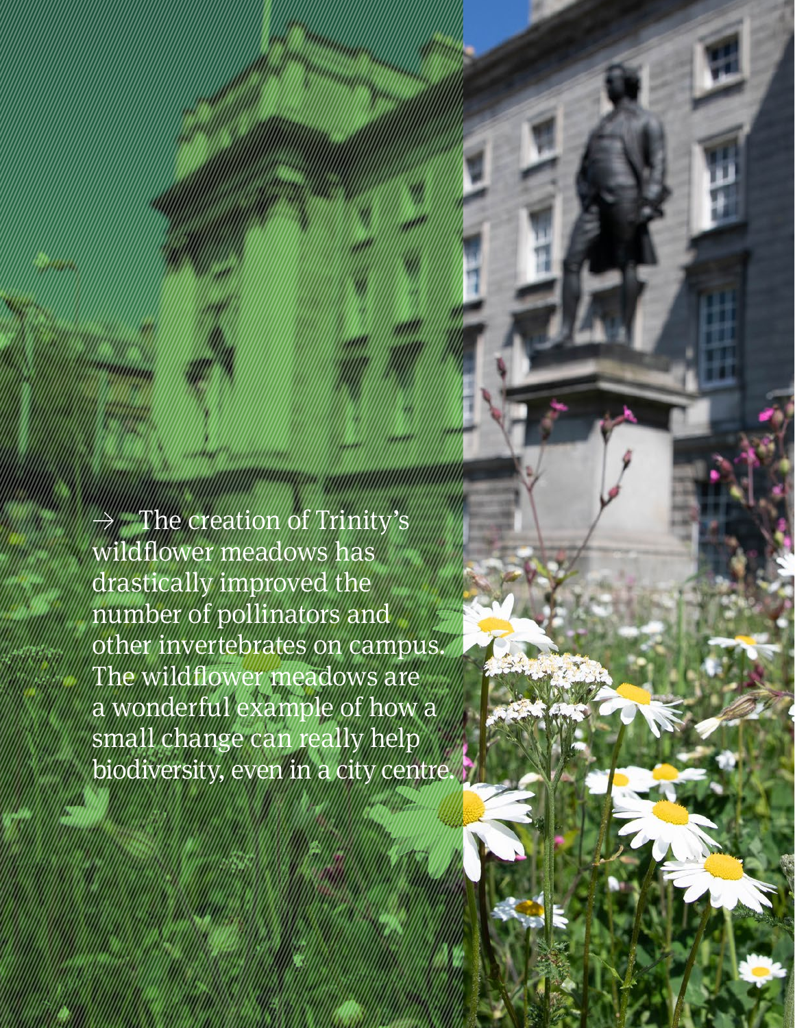→ The creation of Trinity's wildflower meadows has drastically improved the number of pollinators and other invertebrates on campus. The wildflower meadows are a wonderful example of how a small change can really help biodiversity, even in a city centre.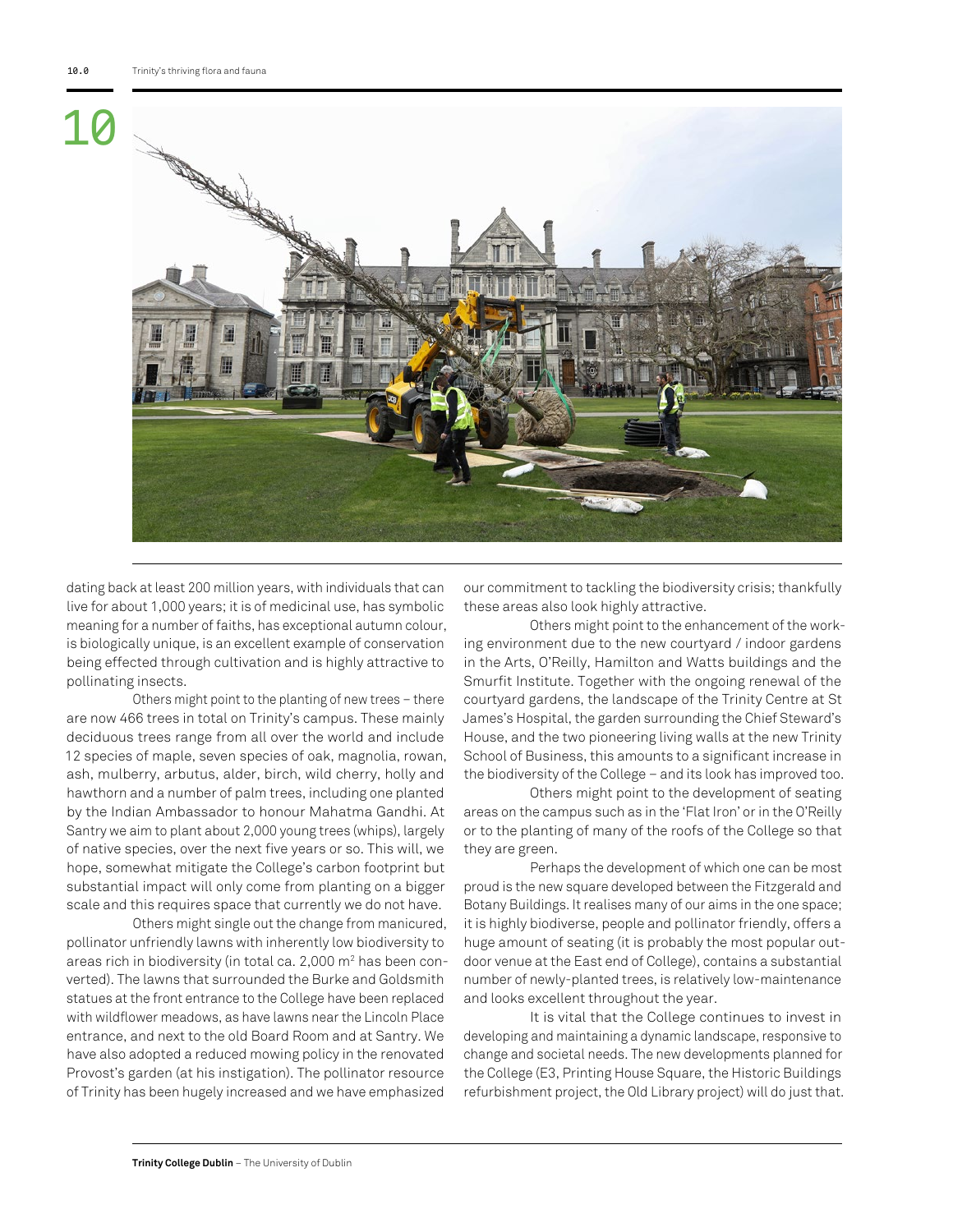dating back at least 200 million years, with individuals that can live for about 1,000 years; it is of medicinal use, has symbolic meaning for a number of faiths, has exceptional autumn colour, is biologically unique, is an excellent example of conservation being effected through cultivation and is highly attractive to pollinating insects.

Others might point to the planting of new trees – there are now 466 trees in total on Trinity's campus. These mainly deciduous trees range from all over the world and include 12 species of maple, seven species of oak, magnolia, rowan, ash, mulberry, arbutus, alder, birch, wild cherry, holly and hawthorn and a number of palm trees, including one planted by the Indian Ambassador to honour Mahatma Gandhi. At Santry we aim to plant about 2,000 young trees (whips), largely of native species, over the next five years or so. This will, we hope, somewhat mitigate the College's carbon footprint but substantial impact will only come from planting on a bigger scale and this requires space that currently we do not have.

Others might single out the change from manicured, pollinator unfriendly lawns with inherently low biodiversity to areas rich in biodiversity (in total ca. 2,000 m$^2$ has been converted). The lawns that surrounded the Burke and Goldsmith statues at the front entrance to the College have been replaced with wildflower meadows, as have lawns near the Lincoln Place entrance, and next to the old Board Room and at Santry. We have also adopted a reduced mowing policy in the renovated Provost's garden (at his instigation). The pollinator resource of Trinity has been hugely increased and we have emphasized our commitment to tackling the biodiversity crisis; thankfully these areas also look highly attractive.

Others might point to the enhancement of the working environment due to the new courtyard / indoor gardens in the Arts, O'Reilly, Hamilton and Watts buildings and the Smurfit Institute. Together with the ongoing renewal of the courtyard gardens, the landscape of the Trinity Centre at St James's Hospital, the garden surrounding the Chief Steward's House, and the two pioneering living walls at the new Trinity School of Business, this amounts to a significant increase in the biodiversity of the College – and its look has improved too.

Others might point to the development of seating areas on the campus such as in the 'Flat Iron' or in the O'Reilly or to the planting of many of the roofs of the College so that they are green.

Perhaps the development of which one can be most proud is the new square developed between the Fitzgerald and Botany Buildings. It realises many of our aims in the one space; it is highly biodiverse, people and pollinator friendly, offers a huge amount of seating (it is probably the most popular outdoor venue at the East end of College), contains a substantial number of newly-planted trees, is relatively low-maintenance and looks excellent throughout the year.

It is vital that the College continues to invest in developing and maintaining a dynamic landscape, responsive to change and societal needs. The new developments planned for the College (E3, Printing House Square, the Historic Buildings refurbishment project, the Old Library project) will do just that.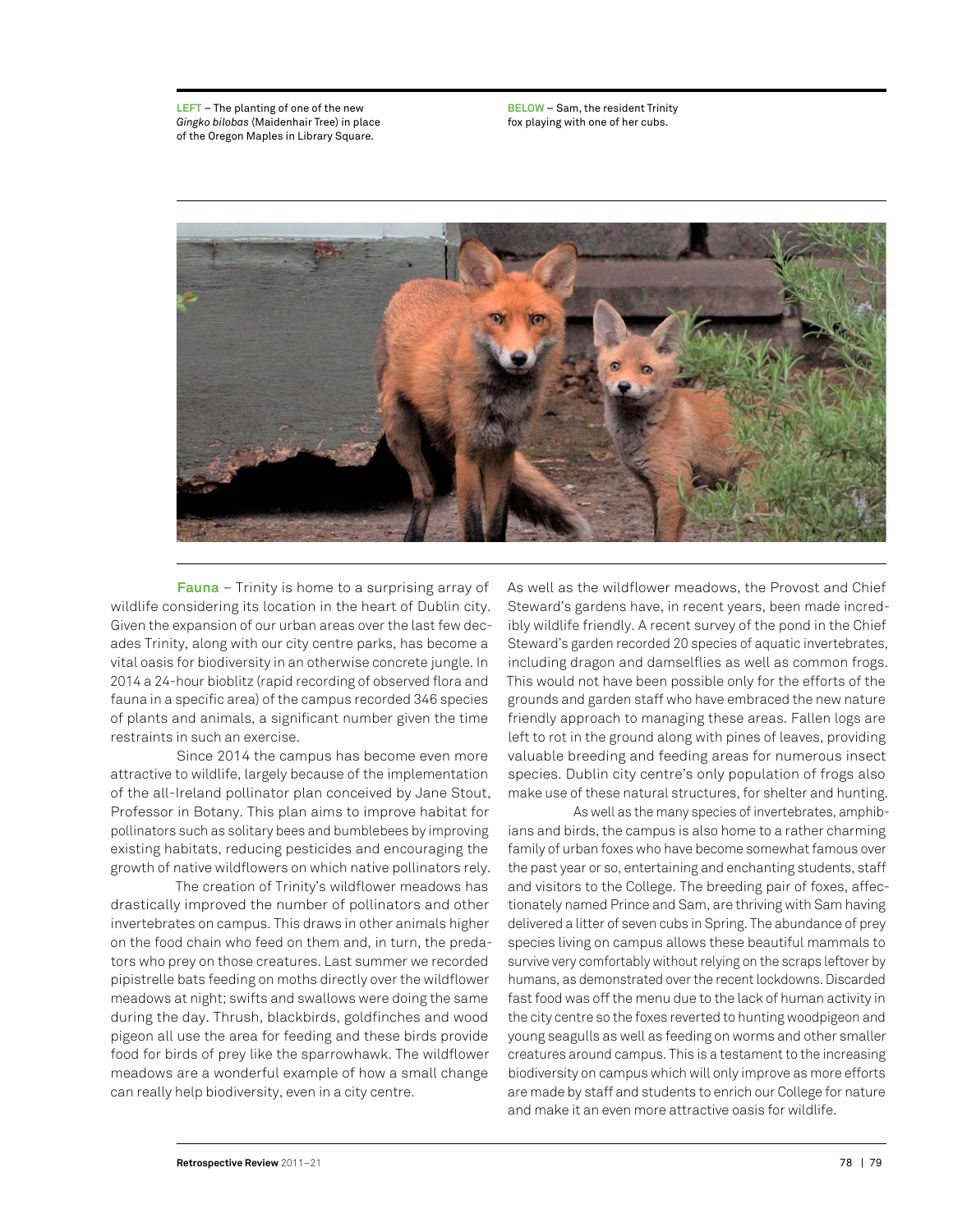**LEFT** – The planting of one of the new *Gingko bilobas* (Maidenhair Tree) in place of the Oregon Maples in Library Square.

**BELOW** – Sam, the resident Trinity fox playing with one of her cubs.

**Fauna** – Trinity is home to a surprising array of wildlife considering its location in the heart of Dublin city. Given the expansion of our urban areas over the last few decades Trinity, along with our city centre parks, has become a vital oasis for biodiversity in an otherwise concrete jungle. In 2014 a 24-hour bioblitz (rapid recording of observed flora and fauna in a specific area) of the campus recorded 346 species of plants and animals, a significant number given the time restraints in such an exercise.

Since 2014 the campus has become even more attractive to wildlife, largely because of the implementation of the all-Ireland pollinator plan conceived by Jane Stout, Professor in Botany. This plan aims to improve habitat for pollinators such as solitary bees and bumblebees by improving existing habitats, reducing pesticides and encouraging the growth of native wildflowers on which native pollinators rely.

The creation of Trinity's wildflower meadows has drastically improved the number of pollinators and other invertebrates on campus. This draws in other animals higher on the food chain who feed on them and, in turn, the predators who prey on those creatures. Last summer we recorded pipistrelle bats feeding on moths directly over the wildflower meadows at night; swifts and swallows were doing the same during the day. Thrush, blackbirds, goldfinches and wood pigeon all use the area for feeding and these birds provide food for birds of prey like the sparrowhawk. The wildflower meadows are a wonderful example of how a small change can really help biodiversity, even in a city centre.

As well as the wildflower meadows, the Provost and Chief Steward's gardens have, in recent years, been made incredibly wildlife friendly. A recent survey of the pond in the Chief Steward's garden recorded 20 species of aquatic invertebrates, including dragon and damselflies as well as common frogs. This would not have been possible only for the efforts of the grounds and garden staff who have embraced the new nature friendly approach to managing these areas. Fallen logs are left to rot in the ground along with pines of leaves, providing valuable breeding and feeding areas for numerous insect species. Dublin city centre's only population of frogs also make use of these natural structures, for shelter and hunting.

As well as the many species of invertebrates, amphibians and birds, the campus is also home to a rather charming family of urban foxes who have become somewhat famous over the past year or so, entertaining and enchanting students, staff and visitors to the College. The breeding pair of foxes, affectionately named Prince and Sam, are thriving with Sam having delivered a litter of seven cubs in Spring. The abundance of prey species living on campus allows these beautiful mammals to survive very comfortably without relying on the scraps leftover by humans, as demonstrated over the recent lockdowns. Discarded fast food was off the menu due to the lack of human activity in the city centre so the foxes reverted to hunting woodpigeon and young seagulls as well as feeding on worms and other smaller creatures around campus. This is a testament to the increasing biodiversity on campus which will only improve as more efforts are made by staff and students to enrich our College for nature and make it an even more attractive oasis for wildlife.